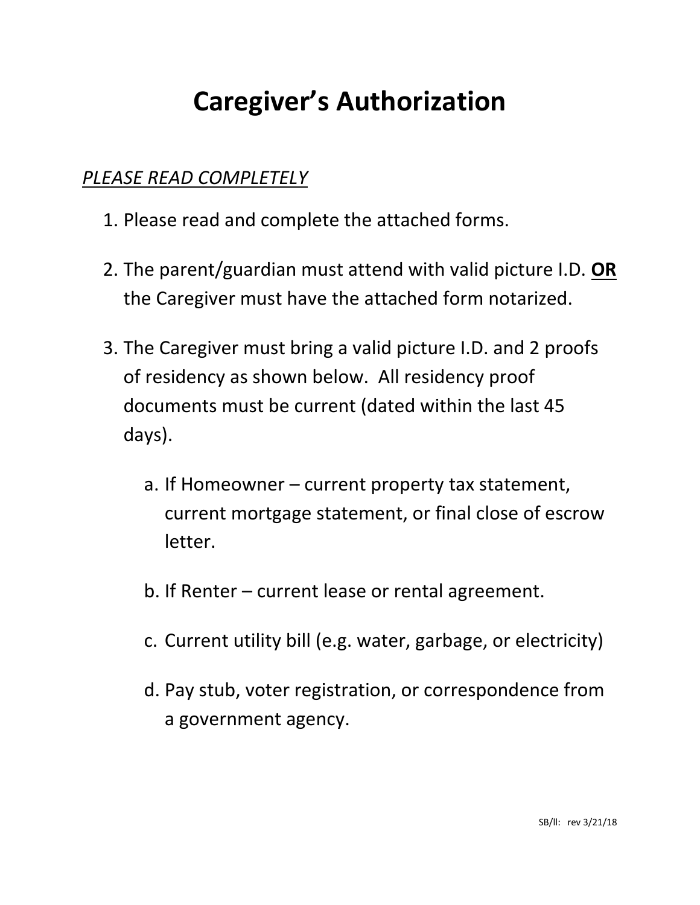# Caregiver's Authorization

*PLEASE READ COMPLETELY*

1. Please read and complete the attached forms.

2. The parent/guardian must attend with valid picture I.D. **OR** the Caregiver must have the attached form notarized.

3. The Caregiver must bring a valid picture I.D. and 2 proofs of residency as shown below. All residency proof documents must be current (dated within the last 45 days).

   a. If Homeowner – current property tax statement, current mortgage statement, or final close of escrow letter.

   b. If Renter – current lease or rental agreement.

   c. Current utility bill (e.g. water, garbage, or electricity)

   d. Pay stub, voter registration, or correspondence from a government agency.

SB/ll: rev 3/21/18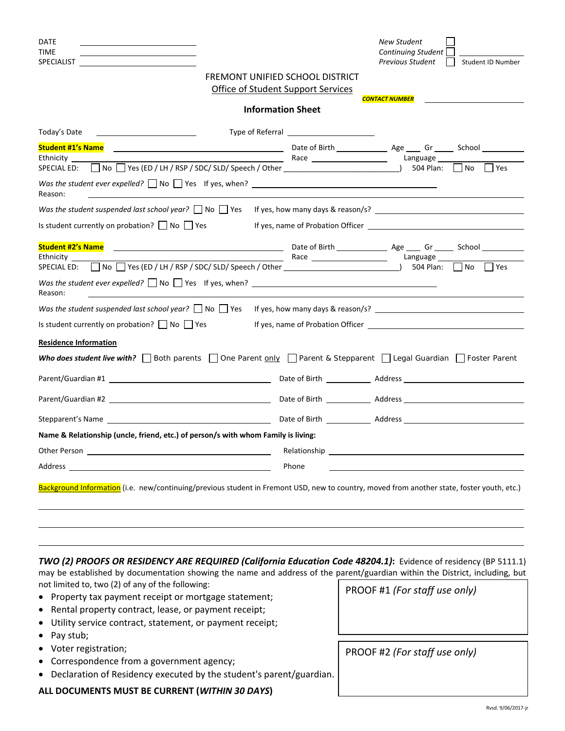DATE ____________________
TIME ____________________
SPECIALIST ____________________

*New Student* ☐
*Continuing Student* ☐
*Previous Student* ☐

____________________ Student ID Number

FREMONT UNIFIED SCHOOL DISTRICT

Office of Student Support Services

***CONTACT NUMBER*** ____________________

**Information Sheet**

Today's Date ____________________ Type of Referral ____________________

**Student #1's Name** ________________________________ Date of Birth ____________ Age ____ Gr _____ School __________

Ethnicity ________________________________ Race ________________ Language ________________

SPECIAL ED: ☐ No ☐ Yes (ED / LH / RSP / SDC/ SLD/ Speech / Other ________________________) 504 Plan: ☐ No ☐ Yes

*Was the student ever expelled?* ☐ No ☐ Yes If yes, when? ________________________________

Reason: ________________________________________________________________

*Was the student suspended last school year?* ☐ No ☐ Yes If yes, how many days & reason/s? ________________________

Is student currently on probation? ☐ No ☐ Yes If yes, name of Probation Officer ________________________

**Student #2's Name** ________________________________ Date of Birth ____________ Age ____ Gr _____ School __________

Ethnicity ________________________________ Race ________________ Language ________________

SPECIAL ED: ☐ No ☐ Yes (ED / LH / RSP / SDC/ SLD/ Speech / Other ________________________) 504 Plan: ☐ No ☐ Yes

*Was the student ever expelled?* ☐ No ☐ Yes If yes, when? ________________________________

Reason: ________________________________________________________________

*Was the student suspended last school year?* ☐ No ☐ Yes If yes, how many days & reason/s? ________________________

Is student currently on probation? ☐ No ☐ Yes If yes, name of Probation Officer ________________________

**Residence Information**

***Who does student live with?*** ☐ Both parents ☐ One Parent only ☐ Parent & Stepparent ☐ Legal Guardian ☐ Foster Parent

Parent/Guardian #1 ________________________ Date of Birth ____________ Address ________________________

Parent/Guardian #2 ________________________ Date of Birth ____________ Address ________________________

Stepparent's Name ________________________ Date of Birth ____________ Address ________________________

**Name & Relationship (uncle, friend, etc.) of person/s with whom Family is living:**

Other Person ________________________ Relationship ________________________

Address ________________________ Phone ________________________

Background Information (i.e. new/continuing/previous student in Fremont USD, new to country, moved from another state, foster youth, etc.)

________________________________________________________________

________________________________________________________________

________________________________________________________________

***TWO (2) PROOFS OR RESIDENCY ARE REQUIRED (California Education Code 48204.1)*:** Evidence of residency (BP 5111.1) may be established by documentation showing the name and address of the parent/guardian within the District, including, but not limited to, two (2) of any of the following:

- Property tax payment receipt or mortgage statement;
- Rental property contract, lease, or payment receipt;
- Utility service contract, statement, or payment receipt;
- Pay stub;
- Voter registration;
- Correspondence from a government agency;
- Declaration of Residency executed by the student's parent/guardian.

**ALL DOCUMENTS MUST BE CURRENT (*WITHIN 30 DAYS*)**

PROOF #1 *(For staff use only)*

PROOF #2 *(For staff use only)*

Rvsd. 9/06/2017-jr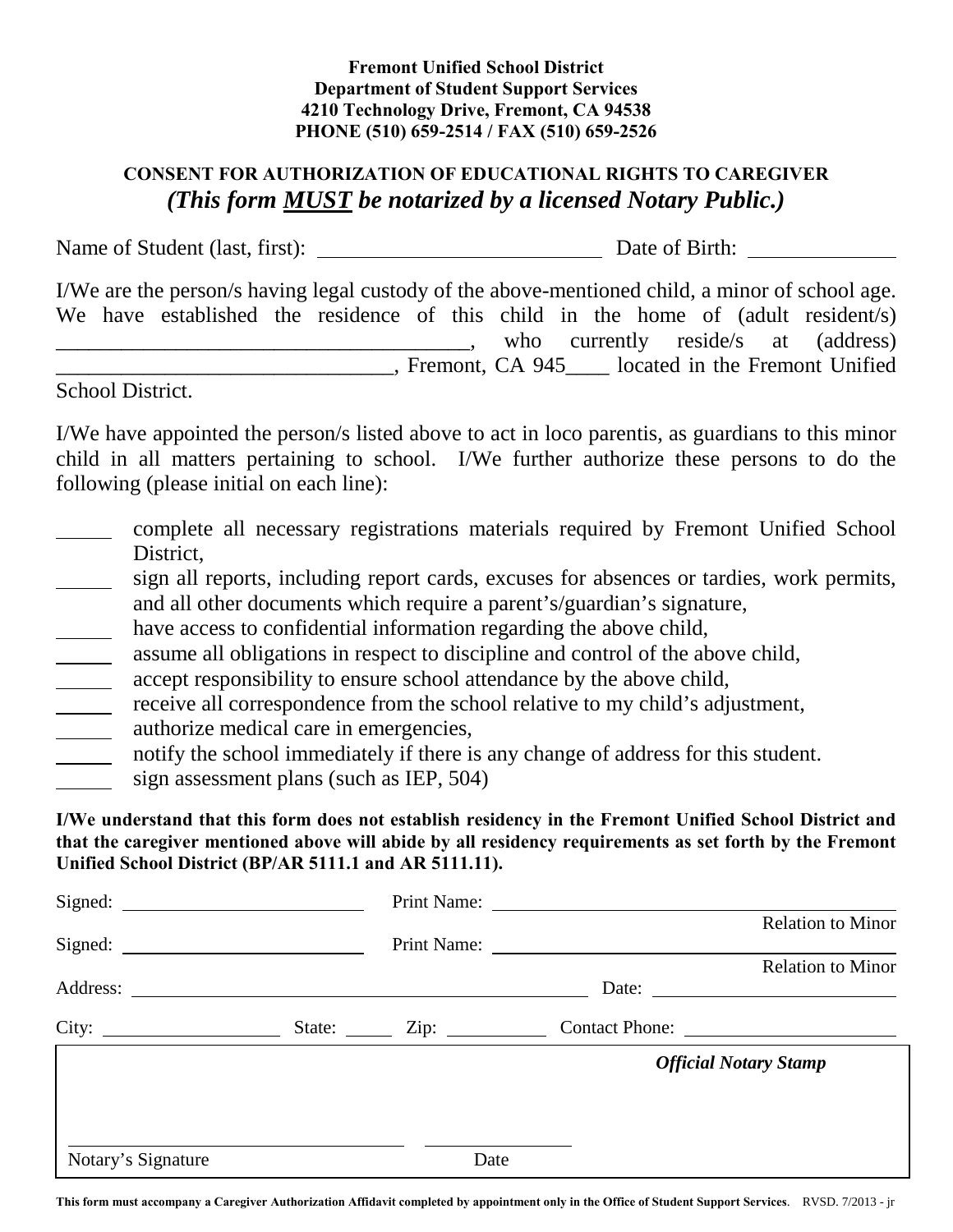**Fremont Unified School District**
**Department of Student Support Services**
**4210 Technology Drive, Fremont, CA 94538**
**PHONE (510) 659-2514 / FAX (510) 659-2526**

## CONSENT FOR AUTHORIZATION OF EDUCATIONAL RIGHTS TO CAREGIVER

***(This form MUST be notarized by a licensed Notary Public.)***

Name of Student (last, first): ____________________________ Date of Birth: ______________

I/We are the person/s having legal custody of the above-mentioned child, a minor of school age. We have established the residence of this child in the home of (adult resident/s) _______________________________________, who currently reside/s at (address) ________________________________, Fremont, CA 945____ located in the Fremont Unified School District.

I/We have appointed the person/s listed above to act in loco parentis, as guardians to this minor child in all matters pertaining to school. I/We further authorize these persons to do the following (please initial on each line):

_____ complete all necessary registrations materials required by Fremont Unified School District,
_____ sign all reports, including report cards, excuses for absences or tardies, work permits, and all other documents which require a parent's/guardian's signature,
_____ have access to confidential information regarding the above child,
_____ assume all obligations in respect to discipline and control of the above child,
_____ accept responsibility to ensure school attendance by the above child,
_____ receive all correspondence from the school relative to my child's adjustment,
_____ authorize medical care in emergencies,
_____ notify the school immediately if there is any change of address for this student.
_____ sign assessment plans (such as IEP, 504)

**I/We understand that this form does not establish residency in the Fremont Unified School District and that the caregiver mentioned above will abide by all residency requirements as set forth by the Fremont Unified School District (BP/AR 5111.1 and AR 5111.11).**

Signed: ___________________________ Print Name: ___________________________________________
Relation to Minor

Signed: ___________________________ Print Name: ___________________________________________
Relation to Minor

Address: ______________________________________________________ Date: ___________________________

City: ____________________ State: ______ Zip: ___________ Contact Phone: _______________________

***Official Notary Stamp***

_______________________________ ____________________
Notary's Signature Date

**This form must accompany a Caregiver Authorization Affidavit completed by appointment only in the Office of Student Support Services**. RVSD. 7/2013 - jr